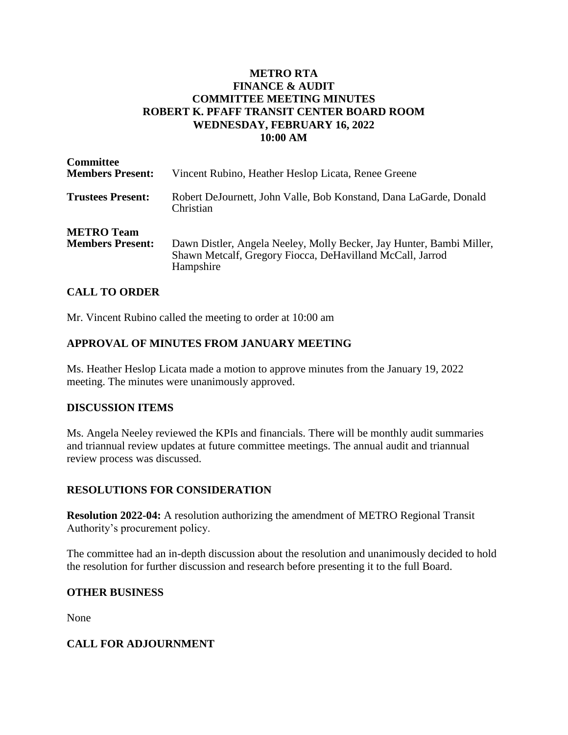# METRO RTA
# FINANCE & AUDIT
# COMMITTEE MEETING MINUTES
# ROBERT K. PFAFF TRANSIT CENTER BOARD ROOM
# WEDNESDAY, FEBRUARY 16, 2022
# 10:00 AM

| | |
|---|---|
| **Committee Members Present:** | Vincent Rubino, Heather Heslop Licata, Renee Greene |
| **Trustees Present:** | Robert DeJournett, John Valle, Bob Konstand, Dana LaGarde, Donald Christian |
| **METRO Team Members Present:** | Dawn Distler, Angela Neeley, Molly Becker, Jay Hunter, Bambi Miller, Shawn Metcalf, Gregory Fiocca, DeHavilland McCall, Jarrod Hampshire |

## CALL TO ORDER

Mr. Vincent Rubino called the meeting to order at 10:00 am

## APPROVAL OF MINUTES FROM JANUARY MEETING

Ms. Heather Heslop Licata made a motion to approve minutes from the January 19, 2022 meeting. The minutes were unanimously approved.

## DISCUSSION ITEMS

Ms. Angela Neeley reviewed the KPIs and financials. There will be monthly audit summaries and triannual review updates at future committee meetings. The annual audit and triannual review process was discussed.

## RESOLUTIONS FOR CONSIDERATION

**Resolution 2022-04:** A resolution authorizing the amendment of METRO Regional Transit Authority's procurement policy.

The committee had an in-depth discussion about the resolution and unanimously decided to hold the resolution for further discussion and research before presenting it to the full Board.

## OTHER BUSINESS

None

## CALL FOR ADJOURNMENT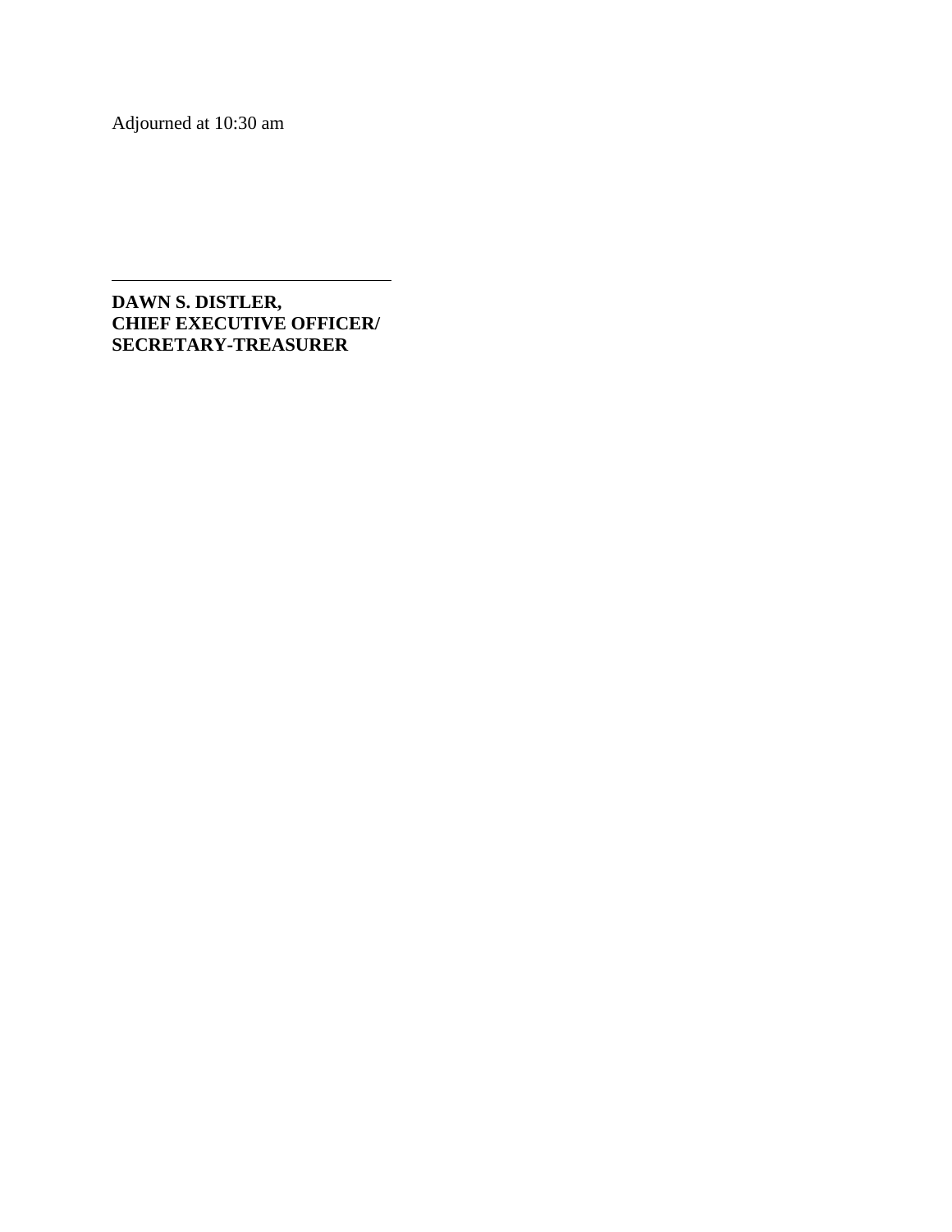Adjourned at 10:30 am

\_\_\_\_\_\_\_\_\_\_\_\_\_\_\_\_\_\_\_\_\_\_\_\_\_\_\_\_\_\_\_\_

**DAWN S. DISTLER,**
**CHIEF EXECUTIVE OFFICER/**
**SECRETARY-TREASURER**